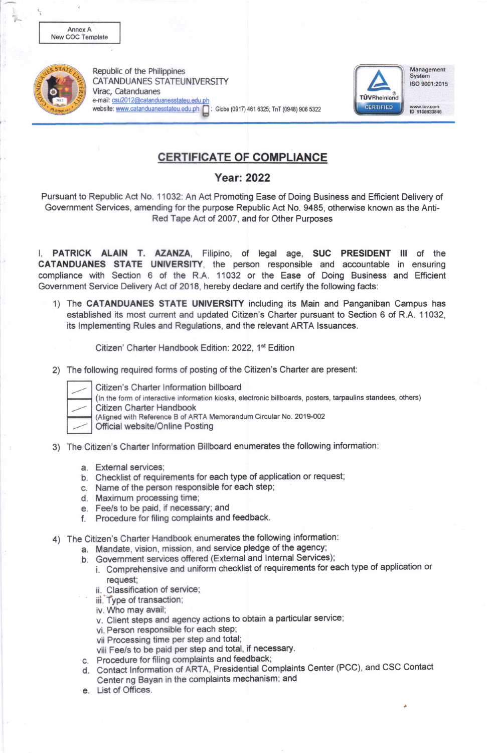Annex A
New COC Template

Republic of the Philippines
CATANDUANES STATEUNIVERSITY
Virac, Catanduanes
e-mail: csu2012@catanduanesstateu.edu.ph
website: www.catanduanesstateu.edu.ph : Globe (0917) 461 6325; TnT (0948) 906 5322

Management System
ISO 9001:2015
www.tuv.com
ID 9108633846

# CERTIFICATE OF COMPLIANCE

## Year: 2022

Pursuant to Republic Act No. 11032: An Act Promoting Ease of Doing Business and Efficient Delivery of Government Services, amending for the purpose Republic Act No. 9485, otherwise known as the Anti-Red Tape Act of 2007, and for Other Purposes

I, **PATRICK ALAIN T. AZANZA**, Filipino, of legal age, **SUC PRESIDENT III** of the **CATANDUANES STATE UNIVERSITY**, the person responsible and accountable in ensuring compliance with Section 6 of the R.A. 11032 or the Ease of Doing Business and Efficient Government Service Delivery Act of 2018, hereby declare and certify the following facts:

1) The **CATANDUANES STATE UNIVERSITY** including its Main and Panganiban Campus has established its most current and updated Citizen's Charter pursuant to Section 6 of R.A. 11032, its Implementing Rules and Regulations, and the relevant ARTA Issuances.

   Citizen' Charter Handbook Edition: 2022, 1st Edition

2) The following required forms of posting of the Citizen's Charter are present:

   - [✓] Citizen's Charter Information billboard
     (In the form of interactive information kiosks, electronic billboards, posters, tarpaulins standees, others)
   - [✓] Citizen Charter Handbook
     (Aligned with Reference B of ARTA Memorandum Circular No. 2019-002
   - [✓] Official website/Online Posting

3) The Citizen's Charter Information Billboard enumerates the following information:

   a. External services;
   b. Checklist of requirements for each type of application or request;
   c. Name of the person responsible for each step;
   d. Maximum processing time;
   e. Fee/s to be paid, if necessary; and
   f. Procedure for filing complaints and feedback.

4) The Citizen's Charter Handbook enumerates the following information:
   a. Mandate, vision, mission, and service pledge of the agency;
   b. Government services offered (External and Internal Services);
      i. Comprehensive and uniform checklist of requirements for each type of application or request;
      ii. Classification of service;
      iii. Type of transaction;
      iv. Who may avail;
      v. Client steps and agency actions to obtain a particular service;
      vi. Person responsible for each step;
      vii Processing time per step and total;
      viii Fee/s to be paid per step and total, if necessary.
   c. Procedure for filing complaints and feedback;
   d. Contact Information of ARTA, Presidential Complaints Center (PCC), and CSC Contact Center ng Bayan in the complaints mechanism; and
   e. List of Offices.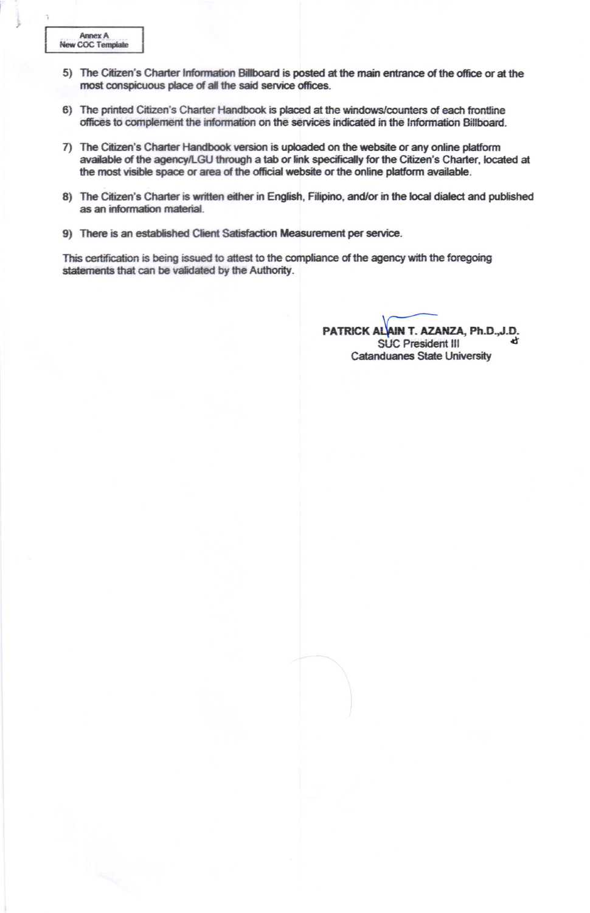Annex A
New COC Template

5) The Citizen's Charter Information Billboard is posted at the main entrance of the office or at the most conspicuous place of all the said service offices.

6) The printed Citizen's Charter Handbook is placed at the windows/counters of each frontline offices to complement the information on the services indicated in the Information Billboard.

7) The Citizen's Charter Handbook version is uploaded on the website or any online platform available of the agency/LGU through a tab or link specifically for the Citizen's Charter, located at the most visible space or area of the official website or the online platform available.

8) The Citizen's Charter is written either in English, Filipino, and/or in the local dialect and published as an information material.

9) There is an established Client Satisfaction Measurement per service.

This certification is being issued to attest to the compliance of the agency with the foregoing statements that can be validated by the Authority.

**PATRICK ALAIN T. AZANZA, Ph.D.,J.D.**
SUC President III
Catanduanes State University